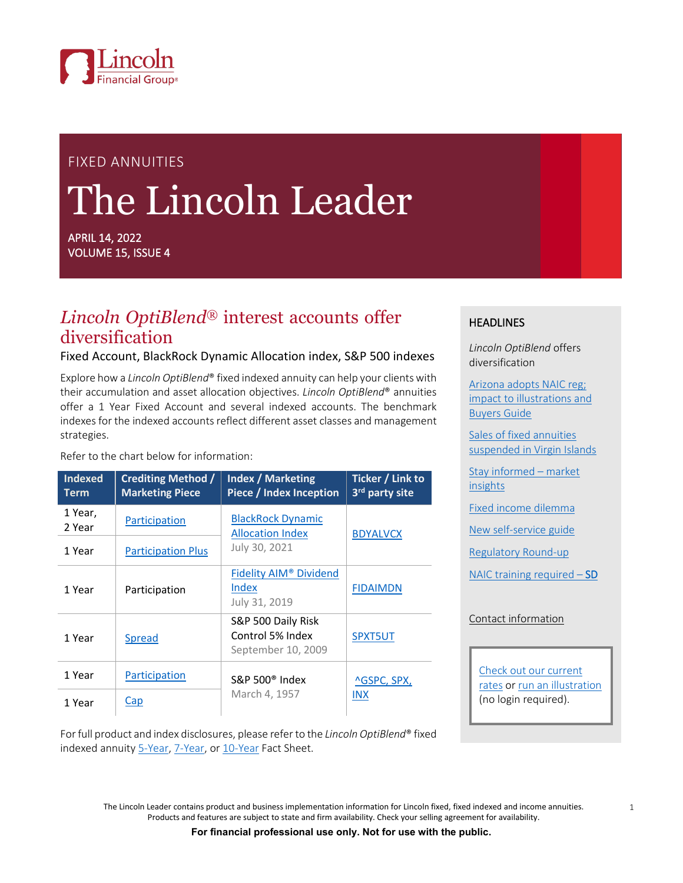Lincoln Financial Group®

FIXED ANNUITIES

# The Lincoln Leader

APRIL 14, 2022
VOLUME 15, ISSUE 4

## *Lincoln OptiBlend®* interest accounts offer diversification

### Fixed Account, BlackRock Dynamic Allocation index, S&P 500 indexes

Explore how a *Lincoln OptiBlend®* fixed indexed annuity can help your clients with their accumulation and asset allocation objectives. *Lincoln OptiBlend®* annuities offer a 1 Year Fixed Account and several indexed accounts. The benchmark indexes for the indexed accounts reflect different asset classes and management strategies.

Refer to the chart below for information:

| Indexed Term | Crediting Method / Marketing Piece | Index / Marketing Piece / Index Inception | Ticker / Link to 3rd party site |
|---|---|---|---|
| 1 Year, 2 Year | Participation | BlackRock Dynamic Allocation Index<br>July 30, 2021 | BDYALVCX |
| 1 Year | Participation Plus | | |
| 1 Year | Participation | Fidelity AIM® Dividend Index<br>July 31, 2019 | FIDAIMDN |
| 1 Year | Spread | S&P 500 Daily Risk Control 5% Index<br>September 10, 2009 | SPXT5UT |
| 1 Year | Participation | S&P 500® Index<br>March 4, 1957 | ^GSPC, SPX, INX |
| 1 Year | Cap | | |

For full product and index disclosures, please refer to the *Lincoln OptiBlend®* fixed indexed annuity 5-Year, 7-Year, or 10-Year Fact Sheet.

### HEADLINES

*Lincoln OptiBlend* offers diversification

Arizona adopts NAIC reg; impact to illustrations and Buyers Guide

Sales of fixed annuities suspended in Virgin Islands

Stay informed – market insights

Fixed income dilemma

New self-service guide

Regulatory Round-up

NAIC training required – SD

Contact information

Check out our current rates or run an illustration (no login required).

The Lincoln Leader contains product and business implementation information for Lincoln fixed, fixed indexed and income annuities. Products and features are subject to state and firm availability. Check your selling agreement for availability.

**For financial professional use only. Not for use with the public.**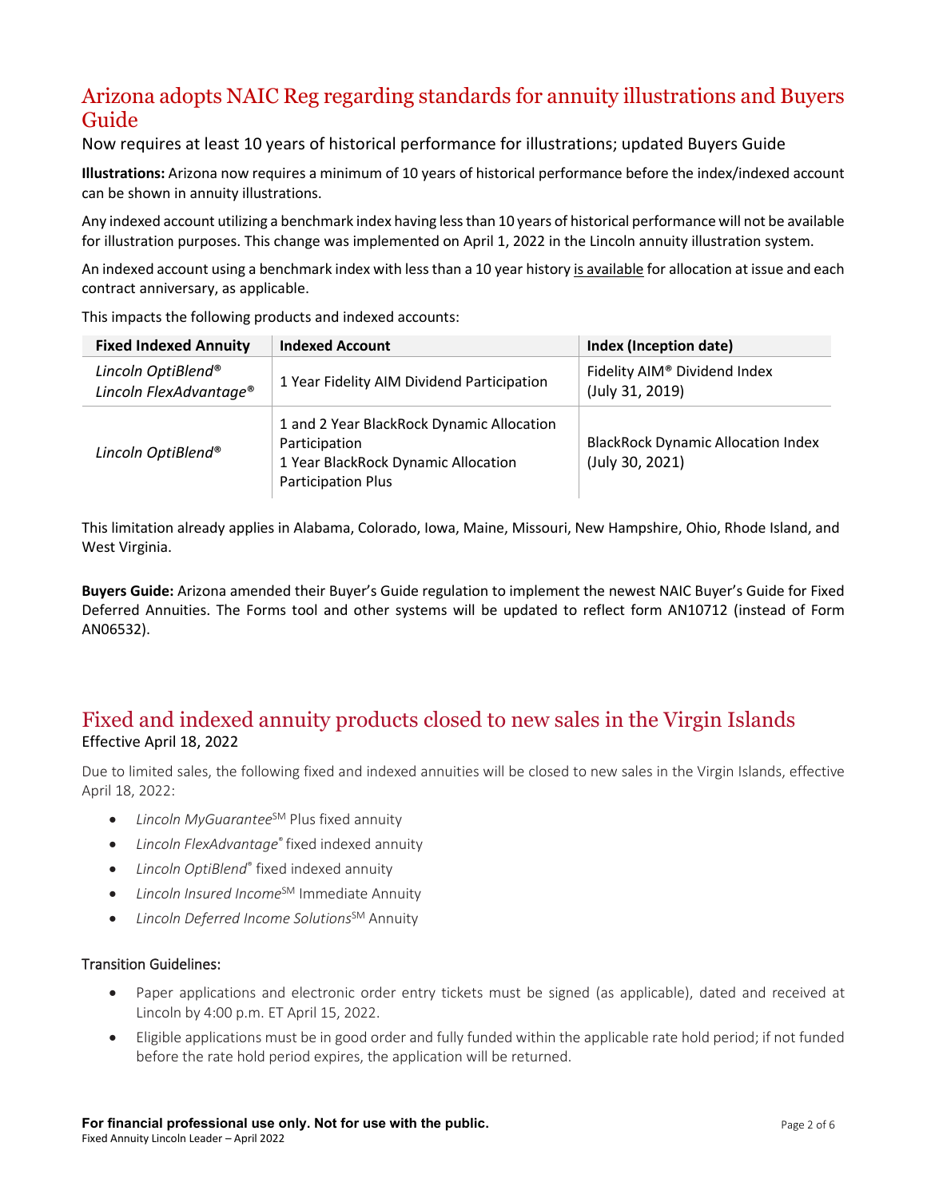## Arizona adopts NAIC Reg regarding standards for annuity illustrations and Buyers Guide

Now requires at least 10 years of historical performance for illustrations; updated Buyers Guide

**Illustrations:** Arizona now requires a minimum of 10 years of historical performance before the index/indexed account can be shown in annuity illustrations.

Any indexed account utilizing a benchmark index having less than 10 years of historical performance will not be available for illustration purposes. This change was implemented on April 1, 2022 in the Lincoln annuity illustration system.

An indexed account using a benchmark index with less than a 10 year history is available for allocation at issue and each contract anniversary, as applicable.

This impacts the following products and indexed accounts:

| Fixed Indexed Annuity | Indexed Account | Index (Inception date) |
|---|---|---|
| *Lincoln OptiBlend®*<br>*Lincoln FlexAdvantage®* | 1 Year Fidelity AIM Dividend Participation | Fidelity AIM® Dividend Index (July 31, 2019) |
| *Lincoln OptiBlend®* | 1 and 2 Year BlackRock Dynamic Allocation Participation<br>1 Year BlackRock Dynamic Allocation Participation Plus | BlackRock Dynamic Allocation Index (July 30, 2021) |

This limitation already applies in Alabama, Colorado, Iowa, Maine, Missouri, New Hampshire, Ohio, Rhode Island, and West Virginia.

**Buyers Guide:** Arizona amended their Buyer's Guide regulation to implement the newest NAIC Buyer's Guide for Fixed Deferred Annuities. The Forms tool and other systems will be updated to reflect form AN10712 (instead of Form AN06532).

## Fixed and indexed annuity products closed to new sales in the Virgin Islands

Effective April 18, 2022

Due to limited sales, the following fixed and indexed annuities will be closed to new sales in the Virgin Islands, effective April 18, 2022:

- *Lincoln MyGuarantee*SM Plus fixed annuity
- *Lincoln FlexAdvantage®* fixed indexed annuity
- *Lincoln OptiBlend®* fixed indexed annuity
- *Lincoln Insured Income*SM Immediate Annuity
- *Lincoln Deferred Income Solutions*SM Annuity

### Transition Guidelines:

- Paper applications and electronic order entry tickets must be signed (as applicable), dated and received at Lincoln by 4:00 p.m. ET April 15, 2022.
- Eligible applications must be in good order and fully funded within the applicable rate hold period; if not funded before the rate hold period expires, the application will be returned.

**For financial professional use only. Not for use with the public.**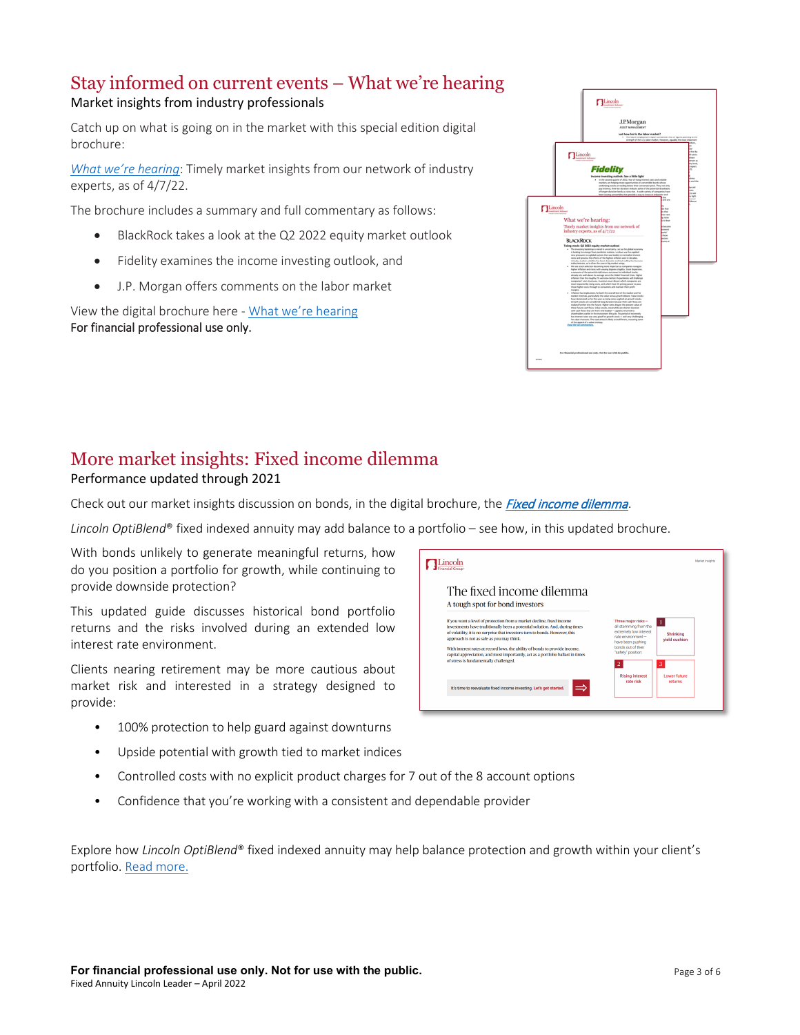## Stay informed on current events – What we're hearing

Market insights from industry professionals

Catch up on what is going on in the market with this special edition digital brochure:

*What we're hearing*: Timely market insights from our network of industry experts, as of 4/7/22.

The brochure includes a summary and full commentary as follows:

- BlackRock takes a look at the Q2 2022 equity market outlook
- Fidelity examines the income investing outlook, and
- J.P. Morgan offers comments on the labor market

View the digital brochure here - What we're hearing

**For financial professional use only.**

## More market insights: Fixed income dilemma

Performance updated through 2021

Check out our market insights discussion on bonds, in the digital brochure, the ***Fixed income dilemma***.

*Lincoln OptiBlend*® fixed indexed annuity may add balance to a portfolio – see how, in this updated brochure.

With bonds unlikely to generate meaningful returns, how do you position a portfolio for growth, while continuing to provide downside protection?

This updated guide discusses historical bond portfolio returns and the risks involved during an extended low interest rate environment.

Clients nearing retirement may be more cautious about market risk and interested in a strategy designed to provide:

- 100% protection to help guard against downturns
- Upside potential with growth tied to market indices
- Controlled costs with no explicit product charges for 7 out of the 8 account options
- Confidence that you're working with a consistent and dependable provider

Explore how *Lincoln OptiBlend*® fixed indexed annuity may help balance protection and growth within your client's portfolio. Read more.

**For financial professional use only. Not for use with the public.**
Fixed Annuity Lincoln Leader – April 2022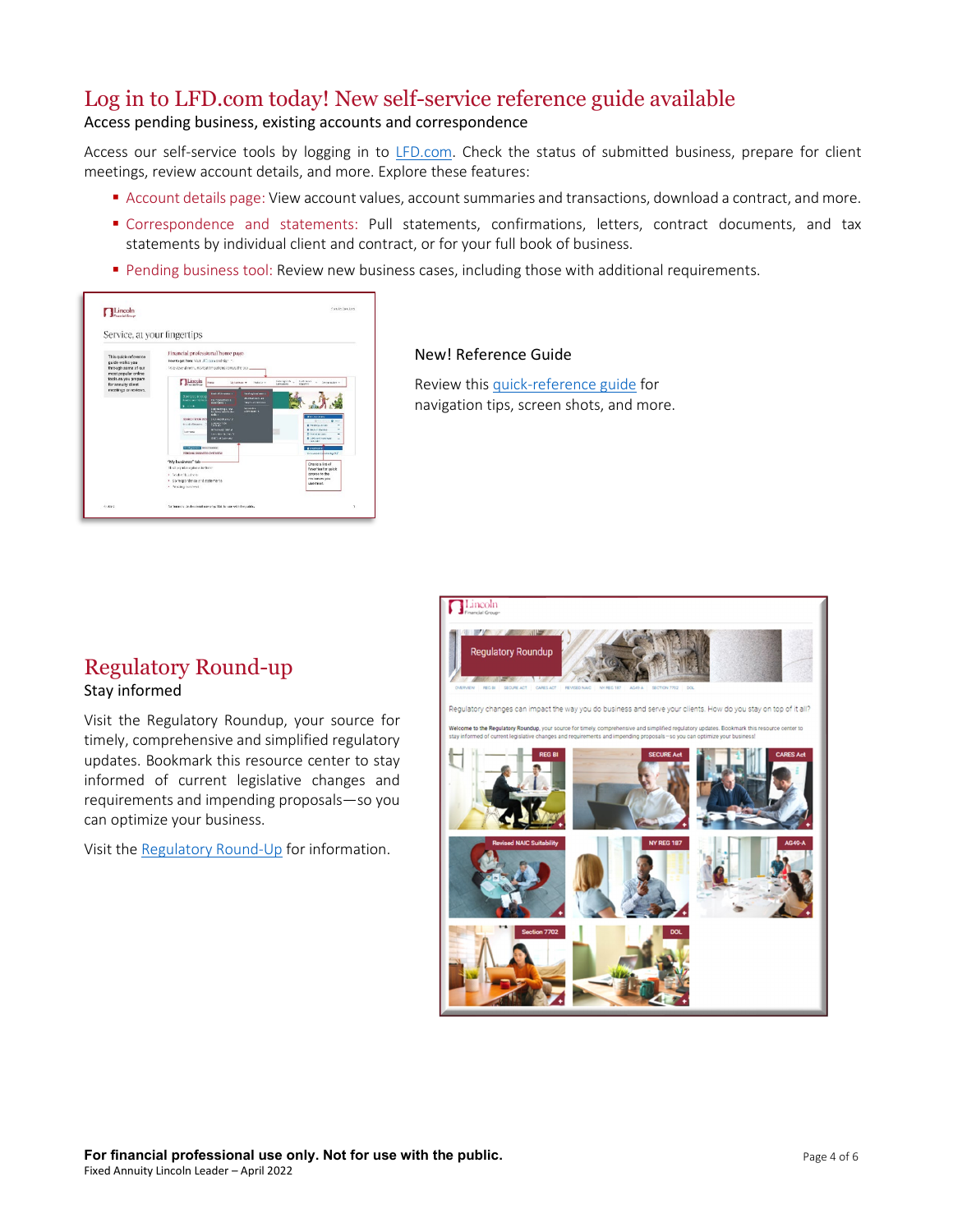## Log in to LFD.com today! New self-service reference guide available

Access pending business, existing accounts and correspondence

Access our self-service tools by logging in to [LFD.com](LFD.com). Check the status of submitted business, prepare for client meetings, review account details, and more. Explore these features:

- Account details page: View account values, account summaries and transactions, download a contract, and more.
- Correspondence and statements: Pull statements, confirmations, letters, contract documents, and tax statements by individual client and contract, or for your full book of business.
- Pending business tool: Review new business cases, including those with additional requirements.

New! Reference Guide

Review this quick-reference guide for navigation tips, screen shots, and more.

## Regulatory Round-up

Stay informed

Visit the Regulatory Roundup, your source for timely, comprehensive and simplified regulatory updates. Bookmark this resource center to stay informed of current legislative changes and requirements and impending proposals—so you can optimize your business.

Visit the Regulatory Round-Up for information.

**For financial professional use only. Not for use with the public.**

Fixed Annuity Lincoln Leader – April 2022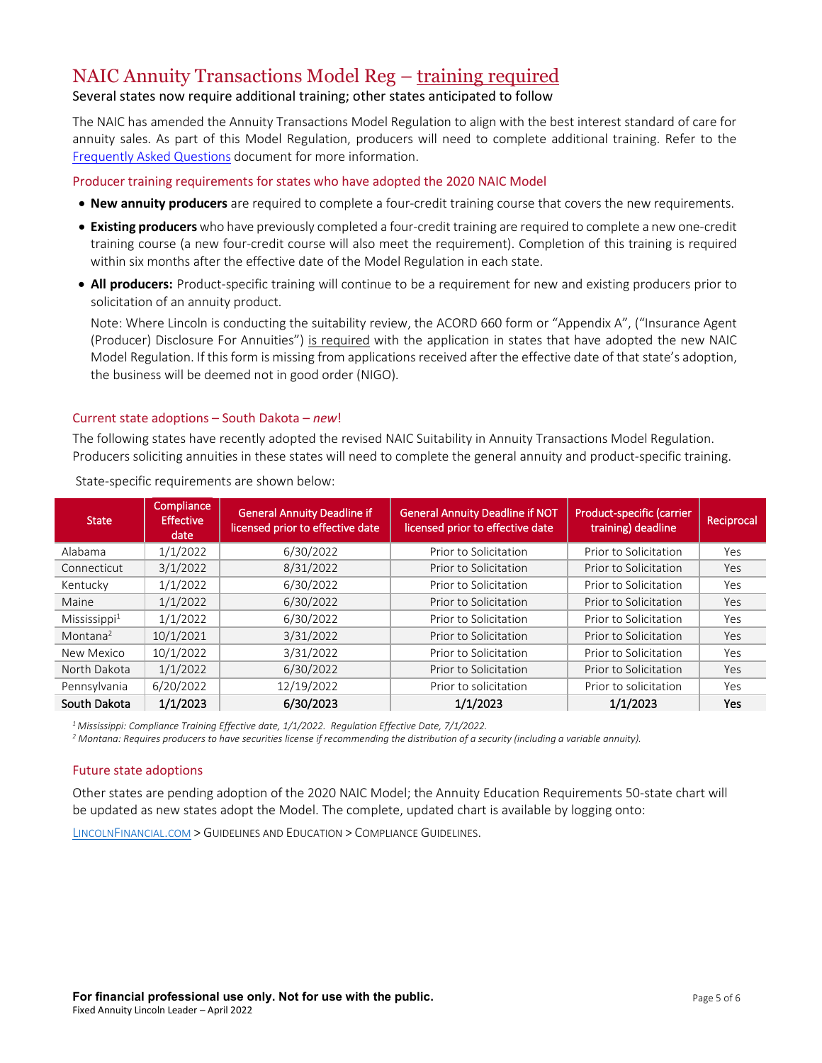# NAIC Annuity Transactions Model Reg – training required

Several states now require additional training; other states anticipated to follow

The NAIC has amended the Annuity Transactions Model Regulation to align with the best interest standard of care for annuity sales. As part of this Model Regulation, producers will need to complete additional training. Refer to the Frequently Asked Questions document for more information.

## Producer training requirements for states who have adopted the 2020 NAIC Model

- **New annuity producers** are required to complete a four-credit training course that covers the new requirements.
- **Existing producers** who have previously completed a four-credit training are required to complete a new one-credit training course (a new four-credit course will also meet the requirement). Completion of this training is required within six months after the effective date of the Model Regulation in each state.
- **All producers:** Product-specific training will continue to be a requirement for new and existing producers prior to solicitation of an annuity product.

  Note: Where Lincoln is conducting the suitability review, the ACORD 660 form or "Appendix A", ("Insurance Agent (Producer) Disclosure For Annuities") is required with the application in states that have adopted the new NAIC Model Regulation. If this form is missing from applications received after the effective date of that state's adoption, the business will be deemed not in good order (NIGO).

## Current state adoptions – South Dakota – *new*!

The following states have recently adopted the revised NAIC Suitability in Annuity Transactions Model Regulation. Producers soliciting annuities in these states will need to complete the general annuity and product-specific training.

State-specific requirements are shown below:

| State | Compliance Effective date | General Annuity Deadline if licensed prior to effective date | General Annuity Deadline if NOT licensed prior to effective date | Product-specific (carrier training) deadline | Reciprocal |
|---|---|---|---|---|---|
| Alabama | 1/1/2022 | 6/30/2022 | Prior to Solicitation | Prior to Solicitation | Yes |
| Connecticut | 3/1/2022 | 8/31/2022 | Prior to Solicitation | Prior to Solicitation | Yes |
| Kentucky | 1/1/2022 | 6/30/2022 | Prior to Solicitation | Prior to Solicitation | Yes |
| Maine | 1/1/2022 | 6/30/2022 | Prior to Solicitation | Prior to Solicitation | Yes |
| Mississippi[1] | 1/1/2022 | 6/30/2022 | Prior to Solicitation | Prior to Solicitation | Yes |
| Montana[2] | 10/1/2021 | 3/31/2022 | Prior to Solicitation | Prior to Solicitation | Yes |
| New Mexico | 10/1/2022 | 3/31/2022 | Prior to Solicitation | Prior to Solicitation | Yes |
| North Dakota | 1/1/2022 | 6/30/2022 | Prior to Solicitation | Prior to Solicitation | Yes |
| Pennsylvania | 6/20/2022 | 12/19/2022 | Prior to solicitation | Prior to solicitation | Yes |
| **South Dakota** | **1/1/2023** | **6/30/2023** | **1/1/2023** | **1/1/2023** | **Yes** |

*[1] Mississippi: Compliance Training Effective date, 1/1/2022. Regulation Effective Date, 7/1/2022.*
*[2] Montana: Requires producers to have securities license if recommending the distribution of a security (including a variable annuity).*

## Future state adoptions

Other states are pending adoption of the 2020 NAIC Model; the Annuity Education Requirements 50-state chart will be updated as new states adopt the Model. The complete, updated chart is available by logging onto:

LINCOLNFINANCIAL.COM > GUIDELINES AND EDUCATION > COMPLIANCE GUIDELINES.

**For financial professional use only. Not for use with the public.**
Fixed Annuity Lincoln Leader – April 2022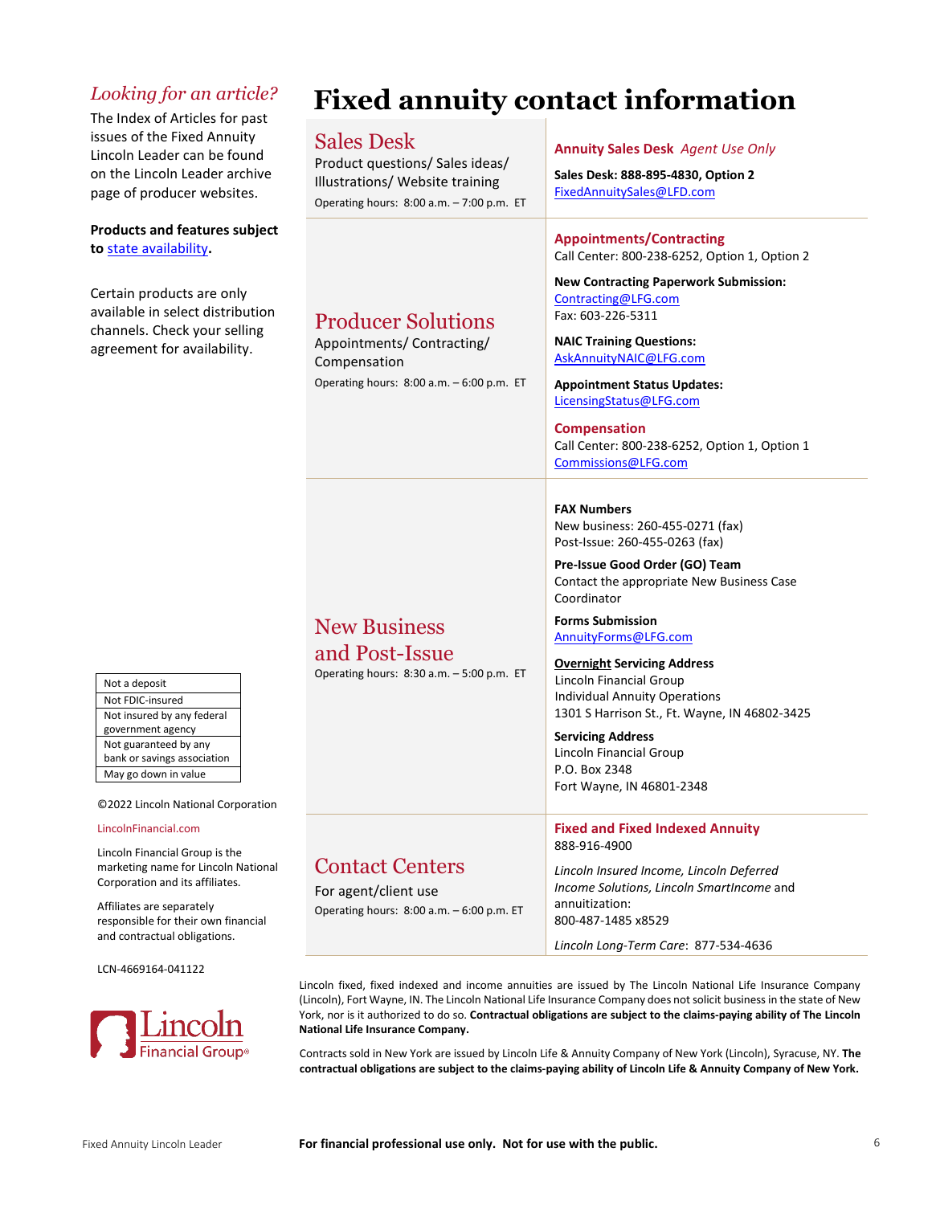*Looking for an article?*

The Index of Articles for past issues of the Fixed Annuity Lincoln Leader can be found on the Lincoln Leader archive page of producer websites.

**Products and features subject to state availability.**

Certain products are only available in select distribution channels. Check your selling agreement for availability.

# Fixed annuity contact information

| | |
|---|---|
| **Sales Desk**<br>Product questions/ Sales ideas/ Illustrations/ Website training<br>Operating hours: 8:00 a.m. – 7:00 p.m. ET | **Annuity Sales Desk** *Agent Use Only*<br>**Sales Desk: 888-895-4830, Option 2**<br>FixedAnnuitySales@LFD.com |
| **Producer Solutions**<br>Appointments/ Contracting/ Compensation<br>Operating hours: 8:00 a.m. – 6:00 p.m. ET | **Appointments/Contracting**<br>Call Center: 800-238-6252, Option 1, Option 2<br>**New Contracting Paperwork Submission:**<br>Contracting@LFG.com<br>Fax: 603-226-5311<br>**NAIC Training Questions:**<br>AskAnnuityNAIC@LFG.com<br>**Appointment Status Updates:**<br>LicensingStatus@LFG.com<br>**Compensation**<br>Call Center: 800-238-6252, Option 1, Option 1<br>Commissions@LFG.com |
| **New Business and Post-Issue**<br>Operating hours: 8:30 a.m. – 5:00 p.m. ET | **FAX Numbers**<br>New business: 260-455-0271 (fax)<br>Post-Issue: 260-455-0263 (fax)<br>**Pre-Issue Good Order (GO) Team**<br>Contact the appropriate New Business Case Coordinator<br>**Forms Submission**<br>AnnuityForms@LFG.com<br>**Overnight Servicing Address**<br>Lincoln Financial Group<br>Individual Annuity Operations<br>1301 S Harrison St., Ft. Wayne, IN 46802-3425<br>**Servicing Address**<br>Lincoln Financial Group<br>P.O. Box 2348<br>Fort Wayne, IN 46801-2348 |
| **Contact Centers**<br>For agent/client use<br>Operating hours: 8:00 a.m. – 6:00 p.m. ET | **Fixed and Fixed Indexed Annuity**<br>888-916-4900<br>*Lincoln Insured Income, Lincoln Deferred Income Solutions, Lincoln SmartIncome* and annuitization:<br>800-487-1485 x8529<br>*Lincoln Long-Term Care*: 877-534-4636 |

Lincoln fixed, fixed indexed and income annuities are issued by The Lincoln National Life Insurance Company (Lincoln), Fort Wayne, IN. The Lincoln National Life Insurance Company does not solicit business in the state of New York, nor is it authorized to do so. **Contractual obligations are subject to the claims-paying ability of The Lincoln National Life Insurance Company.**

Contracts sold in New York are issued by Lincoln Life & Annuity Company of New York (Lincoln), Syracuse, NY. **The contractual obligations are subject to the claims-paying ability of Lincoln Life & Annuity Company of New York.**

| |
|---|
| Not a deposit |
| Not FDIC-insured |
| Not insured by any federal government agency |
| Not guaranteed by any bank or savings association |
| May go down in value |

©2022 Lincoln National Corporation

LincolnFinancial.com

Lincoln Financial Group is the marketing name for Lincoln National Corporation and its affiliates.

Affiliates are separately responsible for their own financial and contractual obligations.

LCN-4669164-041122

Lincoln Financial Group®

**For financial professional use only. Not for use with the public.**